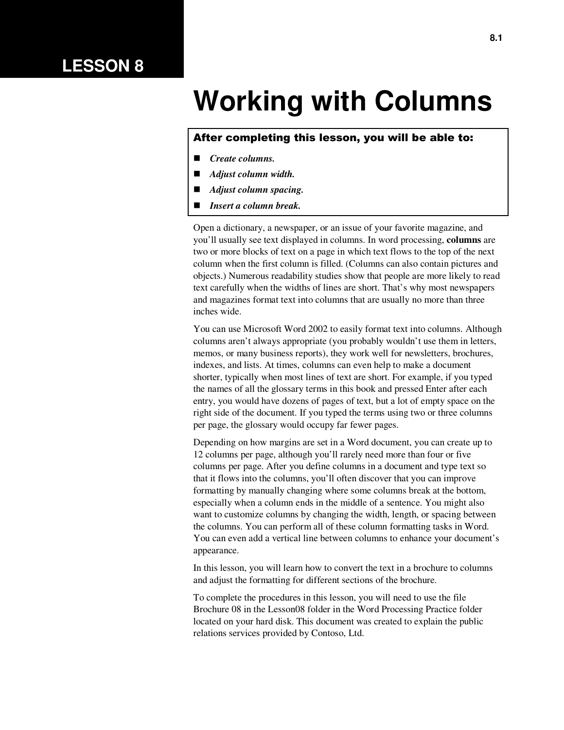# LESSON 8

# Working with Columns

**After completing this lesson, you will be able to:**

- ***Create columns.***
- ***Adjust column width.***
- ***Adjust column spacing.***
- ***Insert a column break.***

Open a dictionary, a newspaper, or an issue of your favorite magazine, and you'll usually see text displayed in columns. In word processing, **columns** are two or more blocks of text on a page in which text flows to the top of the next column when the first column is filled. (Columns can also contain pictures and objects.) Numerous readability studies show that people are more likely to read text carefully when the widths of lines are short. That's why most newspapers and magazines format text into columns that are usually no more than three inches wide.

You can use Microsoft Word 2002 to easily format text into columns. Although columns aren't always appropriate (you probably wouldn't use them in letters, memos, or many business reports), they work well for newsletters, brochures, indexes, and lists. At times, columns can even help to make a document shorter, typically when most lines of text are short. For example, if you typed the names of all the glossary terms in this book and pressed Enter after each entry, you would have dozens of pages of text, but a lot of empty space on the right side of the document. If you typed the terms using two or three columns per page, the glossary would occupy far fewer pages.

Depending on how margins are set in a Word document, you can create up to 12 columns per page, although you'll rarely need more than four or five columns per page. After you define columns in a document and type text so that it flows into the columns, you'll often discover that you can improve formatting by manually changing where some columns break at the bottom, especially when a column ends in the middle of a sentence. You might also want to customize columns by changing the width, length, or spacing between the columns. You can perform all of these column formatting tasks in Word. You can even add a vertical line between columns to enhance your document's appearance.

In this lesson, you will learn how to convert the text in a brochure to columns and adjust the formatting for different sections of the brochure.

To complete the procedures in this lesson, you will need to use the file Brochure 08 in the Lesson08 folder in the Word Processing Practice folder located on your hard disk. This document was created to explain the public relations services provided by Contoso, Ltd.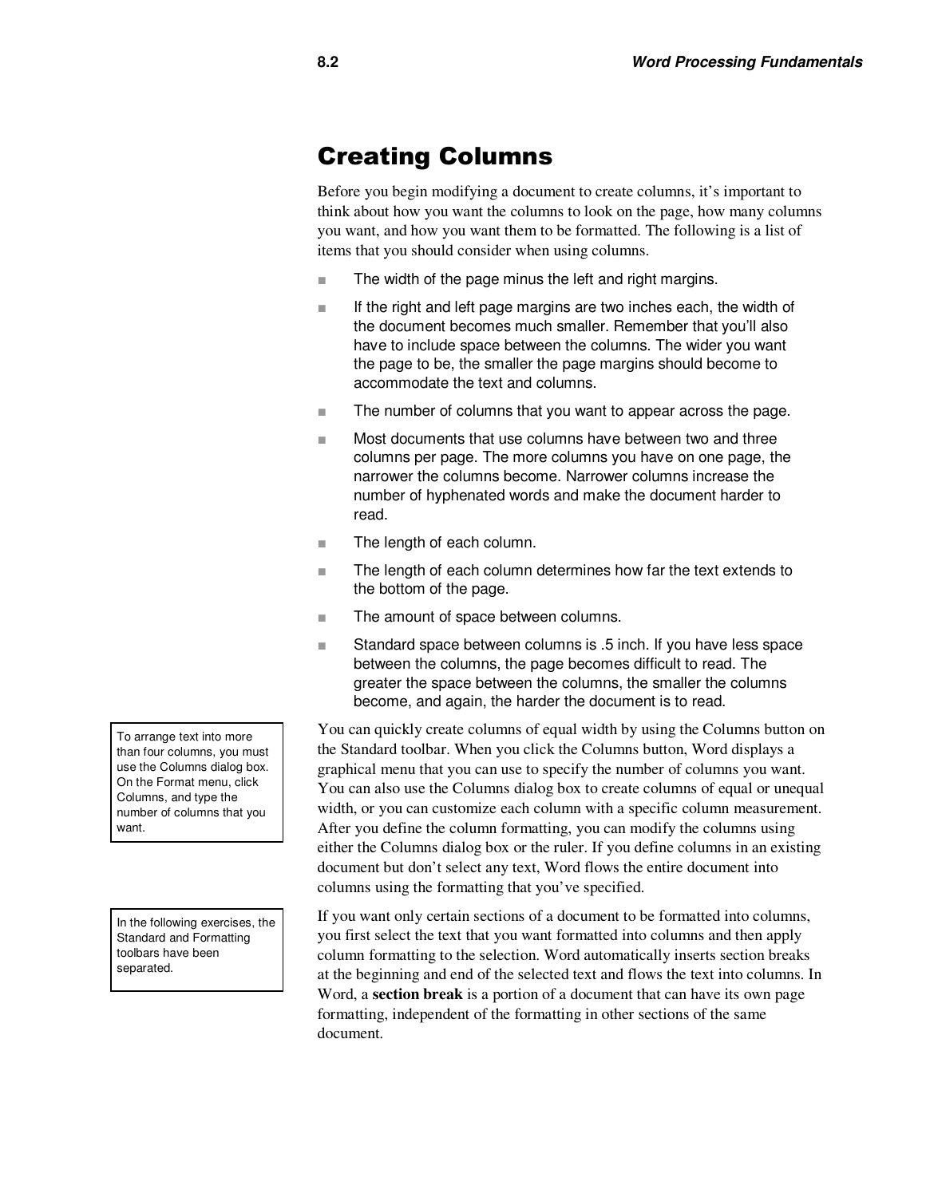# Creating Columns

Before you begin modifying a document to create columns, it's important to think about how you want the columns to look on the page, how many columns you want, and how you want them to be formatted. The following is a list of items that you should consider when using columns.

- The width of the page minus the left and right margins.
- If the right and left page margins are two inches each, the width of the document becomes much smaller. Remember that you'll also have to include space between the columns. The wider you want the page to be, the smaller the page margins should become to accommodate the text and columns.
- The number of columns that you want to appear across the page.
- Most documents that use columns have between two and three columns per page. The more columns you have on one page, the narrower the columns become. Narrower columns increase the number of hyphenated words and make the document harder to read.
- The length of each column.
- The length of each column determines how far the text extends to the bottom of the page.
- The amount of space between columns.
- Standard space between columns is .5 inch. If you have less space between the columns, the page becomes difficult to read. The greater the space between the columns, the smaller the columns become, and again, the harder the document is to read.

> To arrange text into more than four columns, you must use the Columns dialog box. On the Format menu, click Columns, and type the number of columns that you want.

You can quickly create columns of equal width by using the Columns button on the Standard toolbar. When you click the Columns button, Word displays a graphical menu that you can use to specify the number of columns you want. You can also use the Columns dialog box to create columns of equal or unequal width, or you can customize each column with a specific column measurement. After you define the column formatting, you can modify the columns using either the Columns dialog box or the ruler. If you define columns in an existing document but don't select any text, Word flows the entire document into columns using the formatting that you've specified.

> In the following exercises, the Standard and Formatting toolbars have been separated.

If you want only certain sections of a document to be formatted into columns, you first select the text that you want formatted into columns and then apply column formatting to the selection. Word automatically inserts section breaks at the beginning and end of the selected text and flows the text into columns. In Word, a **section break** is a portion of a document that can have its own page formatting, independent of the formatting in other sections of the same document.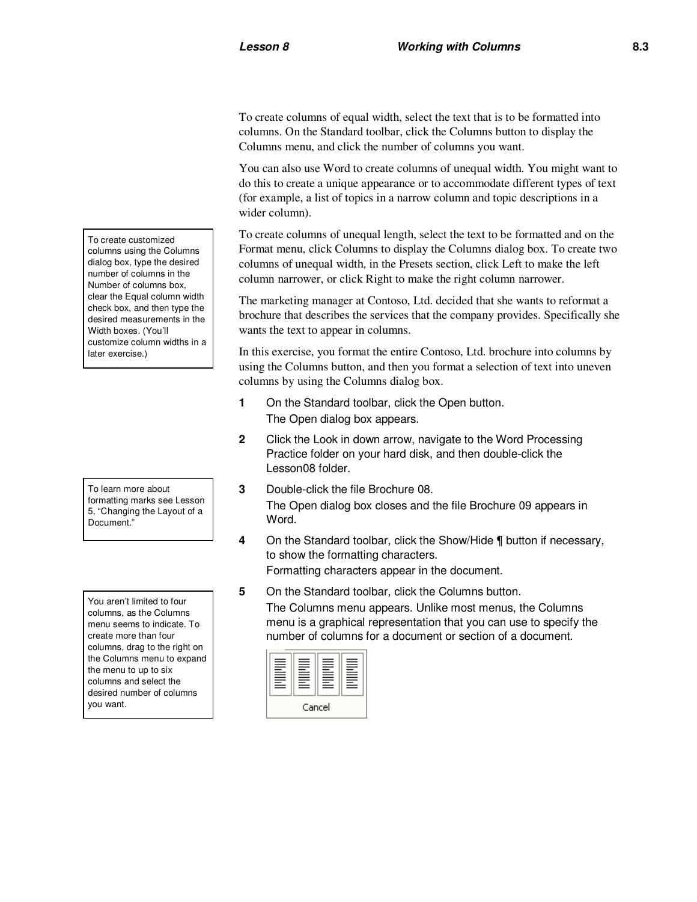To create columns of equal width, select the text that is to be formatted into columns. On the Standard toolbar, click the Columns button to display the Columns menu, and click the number of columns you want.

You can also use Word to create columns of unequal width. You might want to do this to create a unique appearance or to accommodate different types of text (for example, a list of topics in a narrow column and topic descriptions in a wider column).

> To create customized columns using the Columns dialog box, type the desired number of columns in the Number of columns box, clear the Equal column width check box, and then type the desired measurements in the Width boxes. (You'll customize column widths in a later exercise.)

To create columns of unequal length, select the text to be formatted and on the Format menu, click Columns to display the Columns dialog box. To create two columns of unequal width, in the Presets section, click Left to make the left column narrower, or click Right to make the right column narrower.

The marketing manager at Contoso, Ltd. decided that she wants to reformat a brochure that describes the services that the company provides. Specifically she wants the text to appear in columns.

In this exercise, you format the entire Contoso, Ltd. brochure into columns by using the Columns button, and then you format a selection of text into uneven columns by using the Columns dialog box.

1. On the Standard toolbar, click the Open button.
   The Open dialog box appears.
2. Click the Look in down arrow, navigate to the Word Processing Practice folder on your hard disk, and then double-click the Lesson08 folder.

> To learn more about formatting marks see Lesson 5, "Changing the Layout of a Document."

3. Double-click the file Brochure 08.
   The Open dialog box closes and the file Brochure 09 appears in Word.
4. On the Standard toolbar, click the Show/Hide ¶ button if necessary, to show the formatting characters.
   Formatting characters appear in the document.

> You aren't limited to four columns, as the Columns menu seems to indicate. To create more than four columns, drag to the right on the Columns menu to expand the menu to up to six columns and select the desired number of columns you want.

5. On the Standard toolbar, click the Columns button.
   The Columns menu appears. Unlike most menus, the Columns menu is a graphical representation that you can use to specify the number of columns for a document or section of a document.

Cancel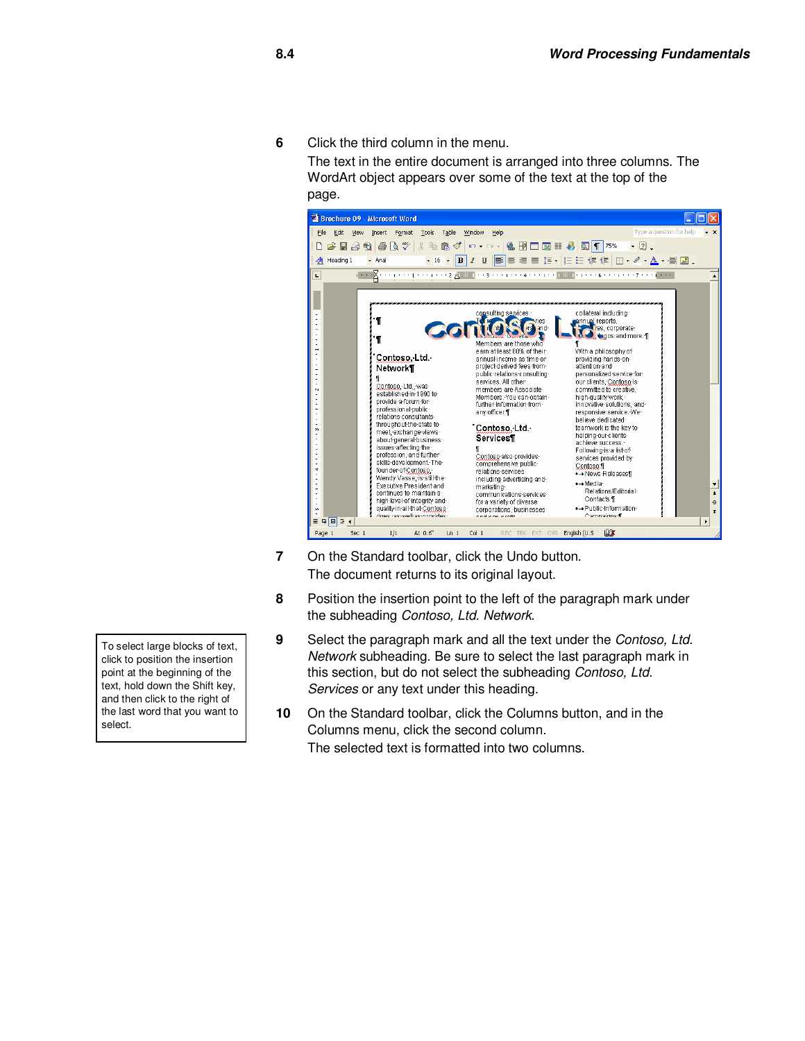6 Click the third column in the menu.

The text in the entire document is arranged into three columns. The WordArt object appears over some of the text at the top of the page.

7 On the Standard toolbar, click the Undo button.

The document returns to its original layout.

8 Position the insertion point to the left of the paragraph mark under the subheading *Contoso, Ltd. Network*.

9 Select the paragraph mark and all the text under the *Contoso, Ltd. Network* subheading. Be sure to select the last paragraph mark in this section, but do not select the subheading *Contoso, Ltd. Services* or any text under this heading.

10 On the Standard toolbar, click the Columns button, and in the Columns menu, click the second column.

The selected text is formatted into two columns.

To select large blocks of text, click to position the insertion point at the beginning of the text, hold down the Shift key, and then click to the right of the last word that you want to select.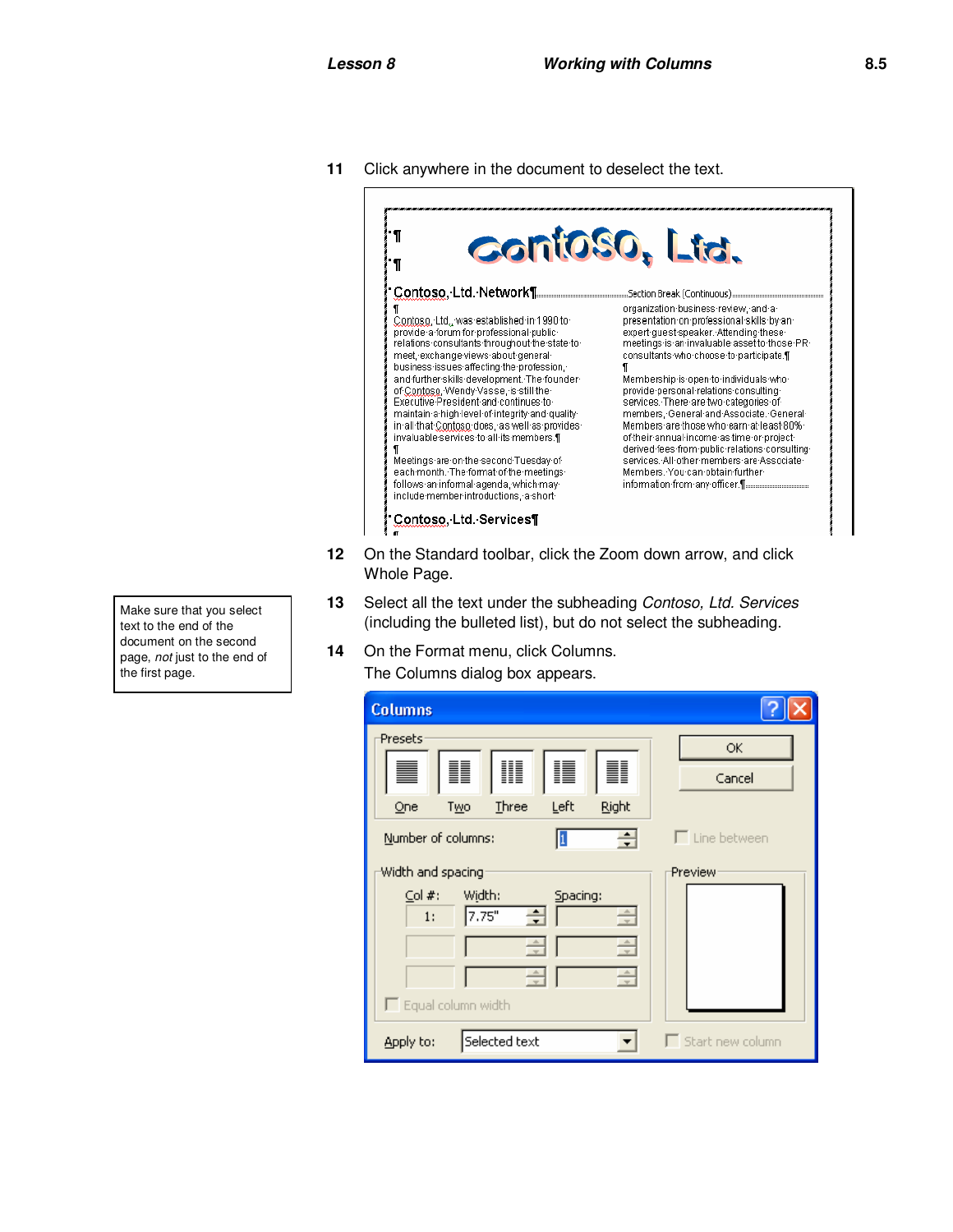11 Click anywhere in the document to deselect the text.

12 On the Standard toolbar, click the Zoom down arrow, and click Whole Page.

13 Select all the text under the subheading *Contoso, Ltd. Services* (including the bulleted list), but do not select the subheading.

> Make sure that you select text to the end of the document on the second page, *not* just to the end of the first page.

14 On the Format menu, click Columns.

The Columns dialog box appears.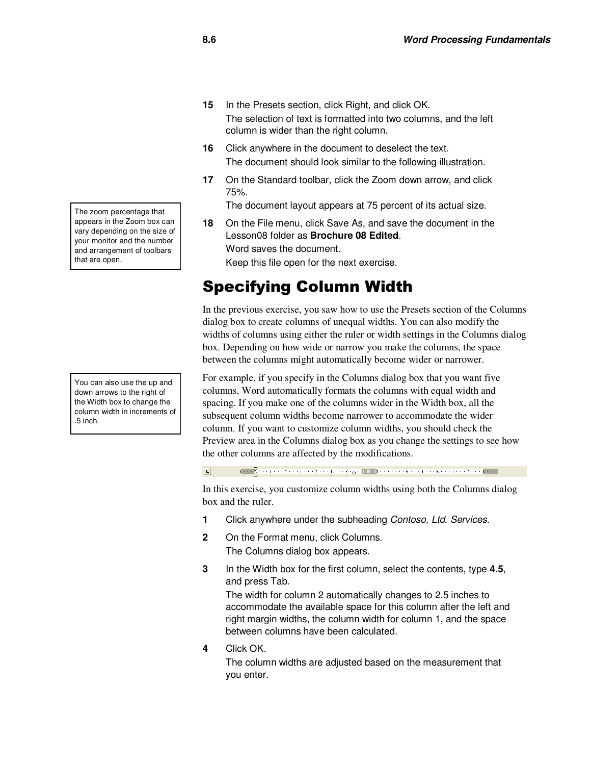15 In the Presets section, click Right, and click OK.

 The selection of text is formatted into two columns, and the left column is wider than the right column.

16 Click anywhere in the document to deselect the text.

 The document should look similar to the following illustration.

17 On the Standard toolbar, click the Zoom down arrow, and click 75%.

 The document layout appears at 75 percent of its actual size.

> The zoom percentage that appears in the Zoom box can vary depending on the size of your monitor and the number and arrangement of toolbars that are open.

18 On the File menu, click Save As, and save the document in the Lesson08 folder as **Brochure 08 Edited**.

 Word saves the document.

 Keep this file open for the next exercise.

## Specifying Column Width

In the previous exercise, you saw how to use the Presets section of the Columns dialog box to create columns of unequal widths. You can also modify the widths of columns using either the ruler or width settings in the Columns dialog box. Depending on how wide or narrow you make the columns, the space between the columns might automatically become wider or narrower.

> You can also use the up and down arrows to the right of the Width box to change the column width in increments of .5 inch.

For example, if you specify in the Columns dialog box that you want five columns, Word automatically formats the columns with equal width and spacing. If you make one of the columns wider in the Width box, all the subsequent column widths become narrower to accommodate the wider column. If you want to customize column widths, you should check the Preview area in the Columns dialog box as you change the settings to see how the other columns are affected by the modifications.

In this exercise, you customize column widths using both the Columns dialog box and the ruler.

1 Click anywhere under the subheading *Contoso, Ltd. Services*.

2 On the Format menu, click Columns.

 The Columns dialog box appears.

3 In the Width box for the first column, select the contents, type **4.5**, and press Tab.

 The width for column 2 automatically changes to 2.5 inches to accommodate the available space for this column after the left and right margin widths, the column width for column 1, and the space between columns have been calculated.

4 Click OK.

 The column widths are adjusted based on the measurement that you enter.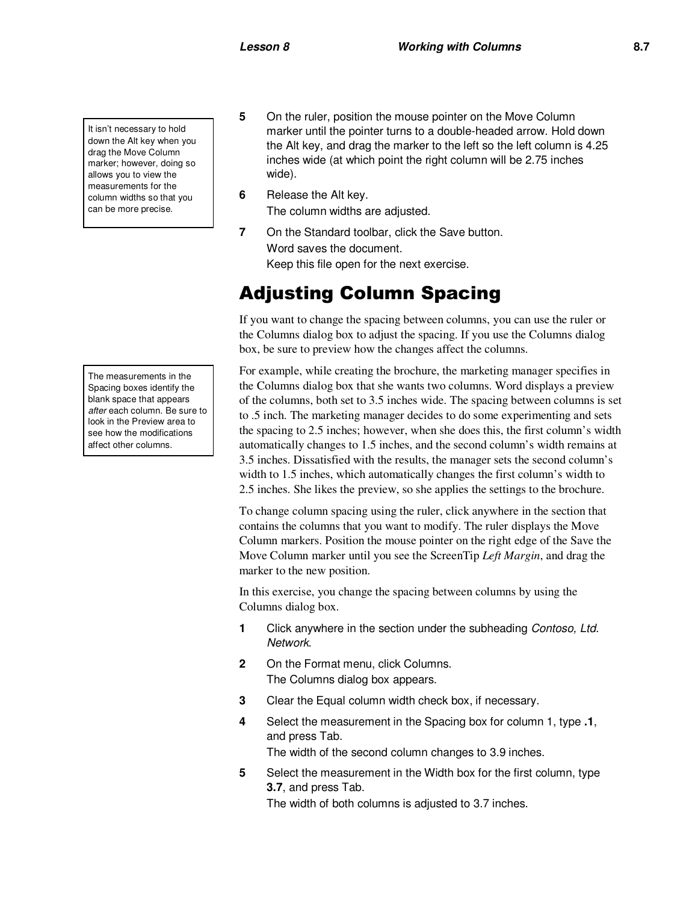It isn't necessary to hold down the Alt key when you drag the Move Column marker; however, doing so allows you to view the measurements for the column widths so that you can be more precise.

5 On the ruler, position the mouse pointer on the Move Column marker until the pointer turns to a double-headed arrow. Hold down the Alt key, and drag the marker to the left so the left column is 4.25 inches wide (at which point the right column will be 2.75 inches wide).

6 Release the Alt key.
The column widths are adjusted.

7 On the Standard toolbar, click the Save button.
Word saves the document.
Keep this file open for the next exercise.

## Adjusting Column Spacing

If you want to change the spacing between columns, you can use the ruler or the Columns dialog box to adjust the spacing. If you use the Columns dialog box, be sure to preview how the changes affect the columns.

The measurements in the Spacing boxes identify the blank space that appears *after* each column. Be sure to look in the Preview area to see how the modifications affect other columns.

For example, while creating the brochure, the marketing manager specifies in the Columns dialog box that she wants two columns. Word displays a preview of the columns, both set to 3.5 inches wide. The spacing between columns is set to .5 inch. The marketing manager decides to do some experimenting and sets the spacing to 2.5 inches; however, when she does this, the first column's width automatically changes to 1.5 inches, and the second column's width remains at 3.5 inches. Dissatisfied with the results, the manager sets the second column's width to 1.5 inches, which automatically changes the first column's width to 2.5 inches. She likes the preview, so she applies the settings to the brochure.

To change column spacing using the ruler, click anywhere in the section that contains the columns that you want to modify. The ruler displays the Move Column markers. Position the mouse pointer on the right edge of the Save the Move Column marker until you see the ScreenTip *Left Margin*, and drag the marker to the new position.

In this exercise, you change the spacing between columns by using the Columns dialog box.

1 Click anywhere in the section under the subheading *Contoso, Ltd. Network*.

2 On the Format menu, click Columns.
The Columns dialog box appears.

3 Clear the Equal column width check box, if necessary.

4 Select the measurement in the Spacing box for column 1, type **.1**, and press Tab.
The width of the second column changes to 3.9 inches.

5 Select the measurement in the Width box for the first column, type **3.7**, and press Tab.
The width of both columns is adjusted to 3.7 inches.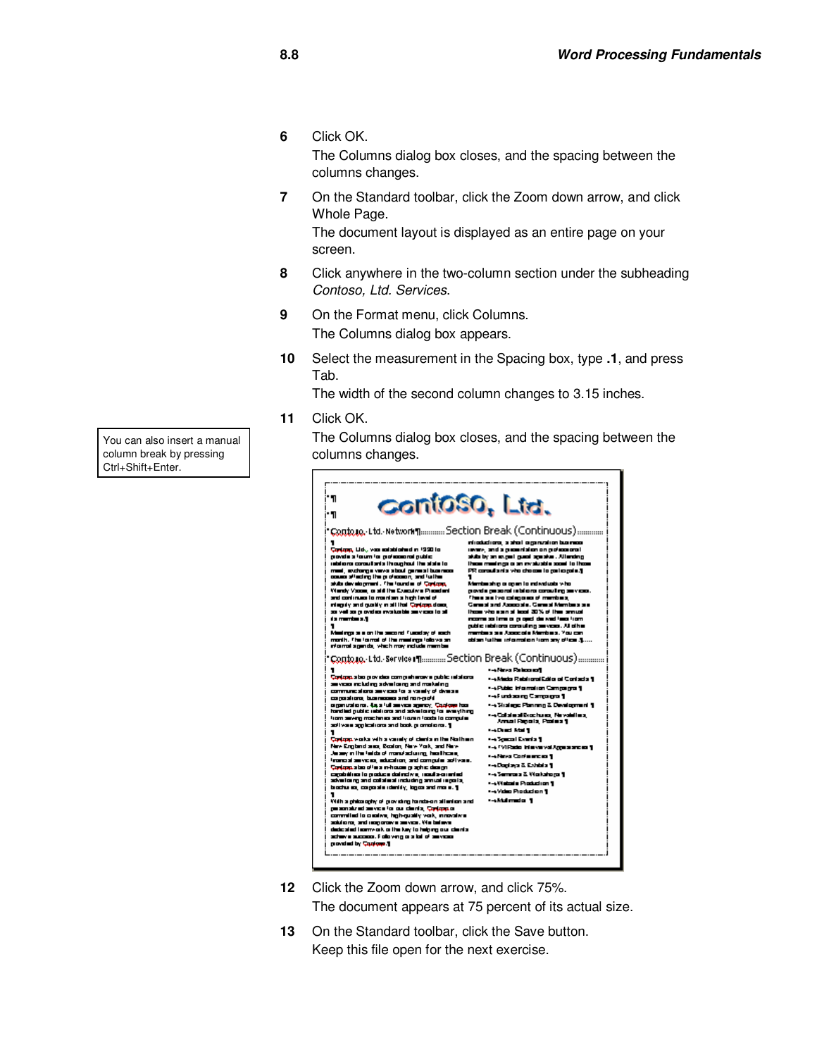6 Click OK.

   The Columns dialog box closes, and the spacing between the columns changes.

7 On the Standard toolbar, click the Zoom down arrow, and click Whole Page.

   The document layout is displayed as an entire page on your screen.

8 Click anywhere in the two-column section under the subheading *Contoso, Ltd. Services*.

9 On the Format menu, click Columns.

   The Columns dialog box appears.

10 Select the measurement in the Spacing box, type **.1**, and press Tab.

   The width of the second column changes to 3.15 inches.

11 Click OK.

   The Columns dialog box closes, and the spacing between the columns changes.

You can also insert a manual column break by pressing Ctrl+Shift+Enter.

12 Click the Zoom down arrow, and click 75%.

   The document appears at 75 percent of its actual size.

13 On the Standard toolbar, click the Save button.

   Keep this file open for the next exercise.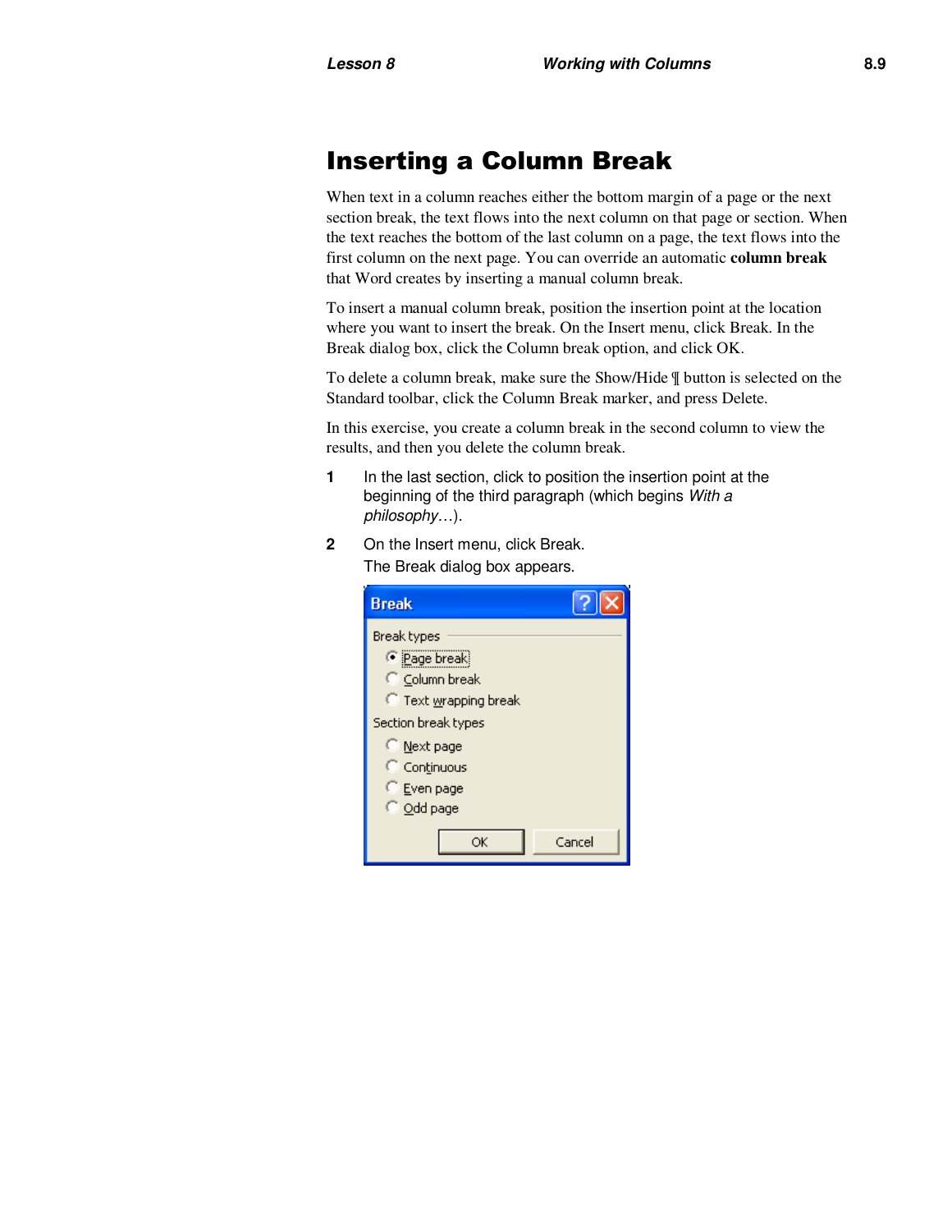# Inserting a Column Break

When text in a column reaches either the bottom margin of a page or the next section break, the text flows into the next column on that page or section. When the text reaches the bottom of the last column on a page, the text flows into the first column on the next page. You can override an automatic **column break** that Word creates by inserting a manual column break.

To insert a manual column break, position the insertion point at the location where you want to insert the break. On the Insert menu, click Break. In the Break dialog box, click the Column break option, and click OK.

To delete a column break, make sure the Show/Hide ¶ button is selected on the Standard toolbar, click the Column Break marker, and press Delete.

In this exercise, you create a column break in the second column to view the results, and then you delete the column break.

1. In the last section, click to position the insertion point at the beginning of the third paragraph (which begins *With a philosophy…*).
2. On the Insert menu, click Break.
   The Break dialog box appears.

Break

Break types

Page break

Column break

Text wrapping break

Section break types

Next page

Continuous

Even page

Odd page

OK

Cancel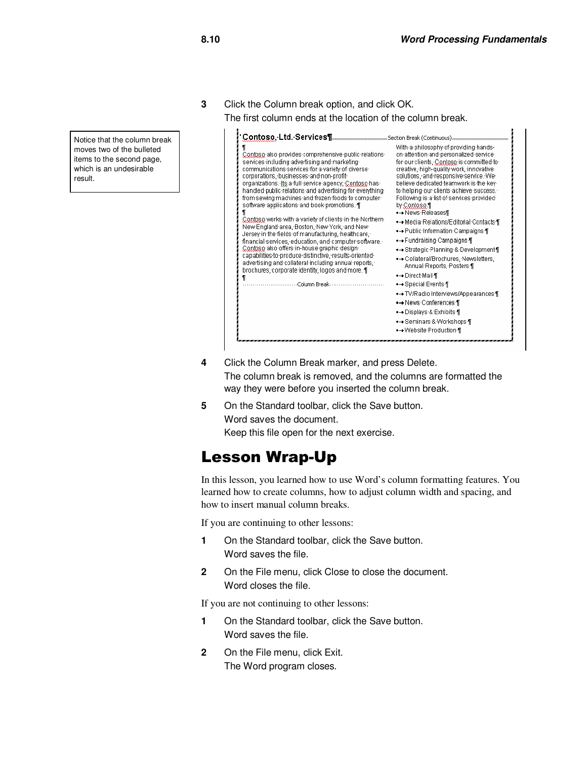3 Click the Column break option, and click OK.
   The first column ends at the location of the column break.

Notice that the column break moves two of the bulleted items to the second page, which is an undesirable result.

4 Click the Column Break marker, and press Delete.
   The column break is removed, and the columns are formatted the way they were before you inserted the column break.

5 On the Standard toolbar, click the Save button.
   Word saves the document.
   Keep this file open for the next exercise.

# Lesson Wrap-Up

In this lesson, you learned how to use Word's column formatting features. You learned how to create columns, how to adjust column width and spacing, and how to insert manual column breaks.

If you are continuing to other lessons:

1 On the Standard toolbar, click the Save button.
   Word saves the file.

2 On the File menu, click Close to close the document.
   Word closes the file.

If you are not continuing to other lessons:

1 On the Standard toolbar, click the Save button.
   Word saves the file.

2 On the File menu, click Exit.
   The Word program closes.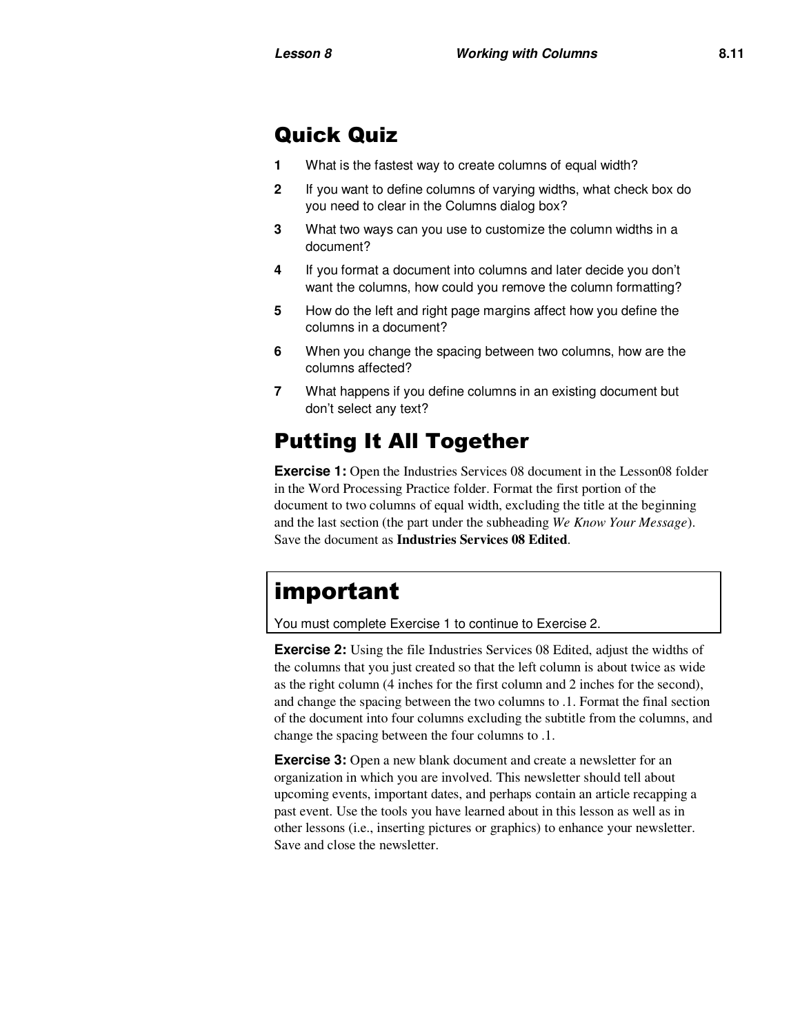## Quick Quiz

1. What is the fastest way to create columns of equal width?
2. If you want to define columns of varying widths, what check box do you need to clear in the Columns dialog box?
3. What two ways can you use to customize the column widths in a document?
4. If you format a document into columns and later decide you don't want the columns, how could you remove the column formatting?
5. How do the left and right page margins affect how you define the columns in a document?
6. When you change the spacing between two columns, how are the columns affected?
7. What happens if you define columns in an existing document but don't select any text?

## Putting It All Together

**Exercise 1:** Open the Industries Services 08 document in the Lesson08 folder in the Word Processing Practice folder. Format the first portion of the document to two columns of equal width, excluding the title at the beginning and the last section (the part under the subheading *We Know Your Message*). Save the document as **Industries Services 08 Edited**.

> **important**
>
> You must complete Exercise 1 to continue to Exercise 2.

**Exercise 2:** Using the file Industries Services 08 Edited, adjust the widths of the columns that you just created so that the left column is about twice as wide as the right column (4 inches for the first column and 2 inches for the second), and change the spacing between the two columns to .1. Format the final section of the document into four columns excluding the subtitle from the columns, and change the spacing between the four columns to .1.

**Exercise 3:** Open a new blank document and create a newsletter for an organization in which you are involved. This newsletter should tell about upcoming events, important dates, and perhaps contain an article recapping a past event. Use the tools you have learned about in this lesson as well as in other lessons (i.e., inserting pictures or graphics) to enhance your newsletter. Save and close the newsletter.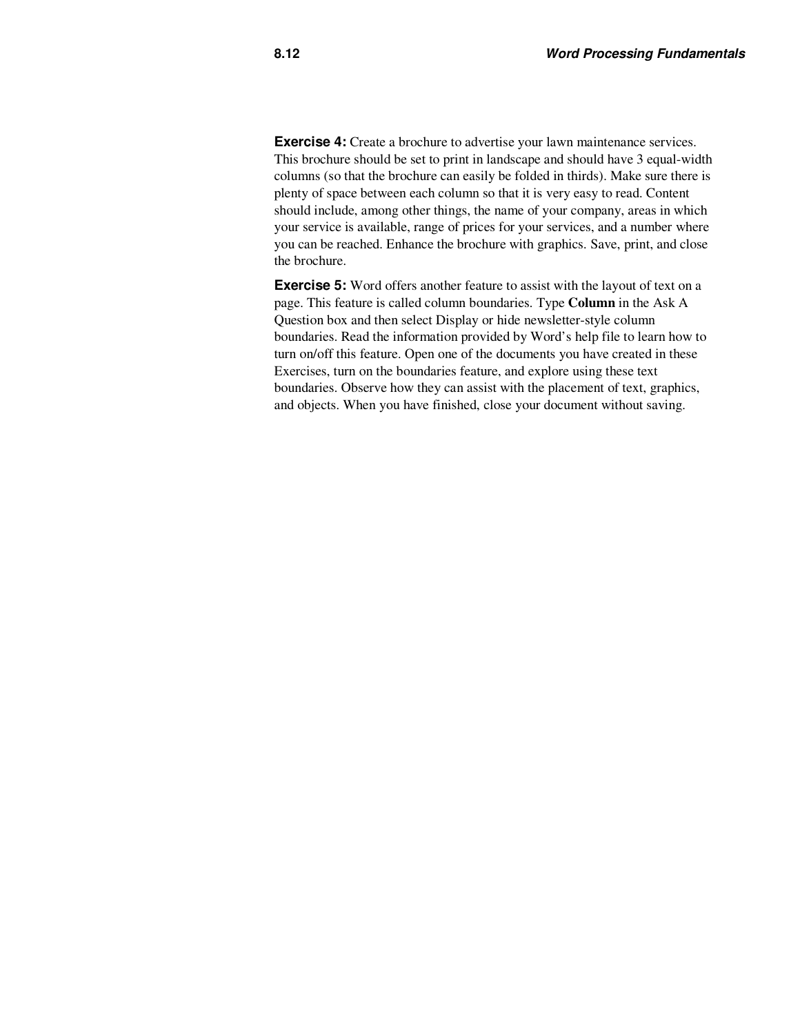**Exercise 4:** Create a brochure to advertise your lawn maintenance services. This brochure should be set to print in landscape and should have 3 equal-width columns (so that the brochure can easily be folded in thirds). Make sure there is plenty of space between each column so that it is very easy to read. Content should include, among other things, the name of your company, areas in which your service is available, range of prices for your services, and a number where you can be reached. Enhance the brochure with graphics. Save, print, and close the brochure.

**Exercise 5:** Word offers another feature to assist with the layout of text on a page. This feature is called column boundaries. Type **Column** in the Ask A Question box and then select Display or hide newsletter-style column boundaries. Read the information provided by Word's help file to learn how to turn on/off this feature. Open one of the documents you have created in these Exercises, turn on the boundaries feature, and explore using these text boundaries. Observe how they can assist with the placement of text, graphics, and objects. When you have finished, close your document without saving.